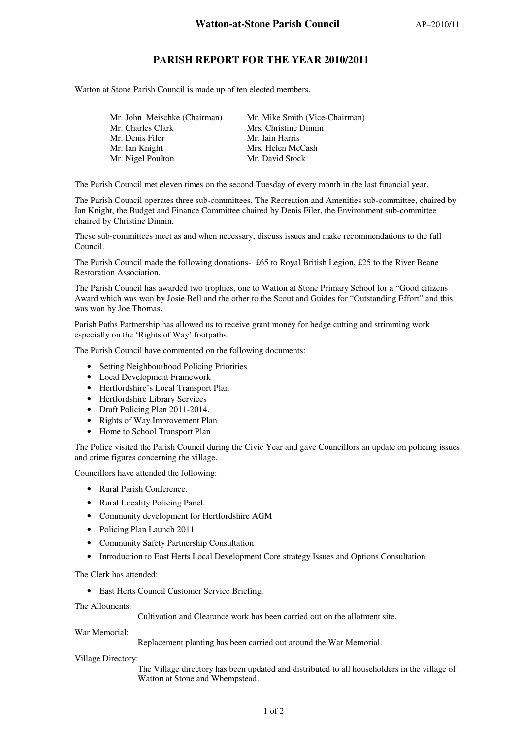# Watton-at-Stone Parish Council

AP–2010/11

## PARISH REPORT FOR THE YEAR 2010/2011

Watton at Stone Parish Council is made up of ten elected members.

| | |
|---|---|
| Mr. John Meischke (Chairman) | Mr. Mike Smith (Vice-Chairman) |
| Mr. Charles Clark | Mrs. Christine Dinnin |
| Mr. Denis Filer | Mr. Iain Harris |
| Mr. Ian Knight | Mrs. Helen McCash |
| Mr. Nigel Poulton | Mr. David Stock |

The Parish Council met eleven times on the second Tuesday of every month in the last financial year.

The Parish Council operates three sub-committees. The Recreation and Amenities sub-committee, chaired by Ian Knight, the Budget and Finance Committee chaired by Denis Filer, the Environment sub-committee chaired by Christine Dinnin.

These sub-committees meet as and when necessary, discuss issues and make recommendations to the full Council.

The Parish Council made the following donations- £65 to Royal British Legion, £25 to the River Beane Restoration Association.

The Parish Council has awarded two trophies, one to Watton at Stone Primary School for a "Good citizens Award which was won by Josie Bell and the other to the Scout and Guides for "Outstanding Effort" and this was won by Joe Thomas.

Parish Paths Partnership has allowed us to receive grant money for hedge cutting and strimming work especially on the 'Rights of Way' footpaths.

The Parish Council have commented on the following documents:

- Setting Neighbourhood Policing Priorities
- Local Development Framework
- Hertfordshire's Local Transport Plan
- Hertfordshire Library Services
- Draft Policing Plan 2011-2014.
- Rights of Way Improvement Plan
- Home to School Transport Plan

The Police visited the Parish Council during the Civic Year and gave Councillors an update on policing issues and crime figures concerning the village.

Councillors have attended the following:

- Rural Parish Conference.
- Rural Locality Policing Panel.
- Community development for Hertfordshire AGM
- Policing Plan Launch 2011
- Community Safety Partnership Consultation
- Introduction to East Herts Local Development Core strategy Issues and Options Consultation

The Clerk has attended:

- East Herts Council Customer Service Briefing.

The Allotments:

Cultivation and Clearance work has been carried out on the allotment site.

War Memorial:

Replacement planting has been carried out around the War Memorial.

Village Directory:

The Village directory has been updated and distributed to all householders in the village of Watton at Stone and Whempstead.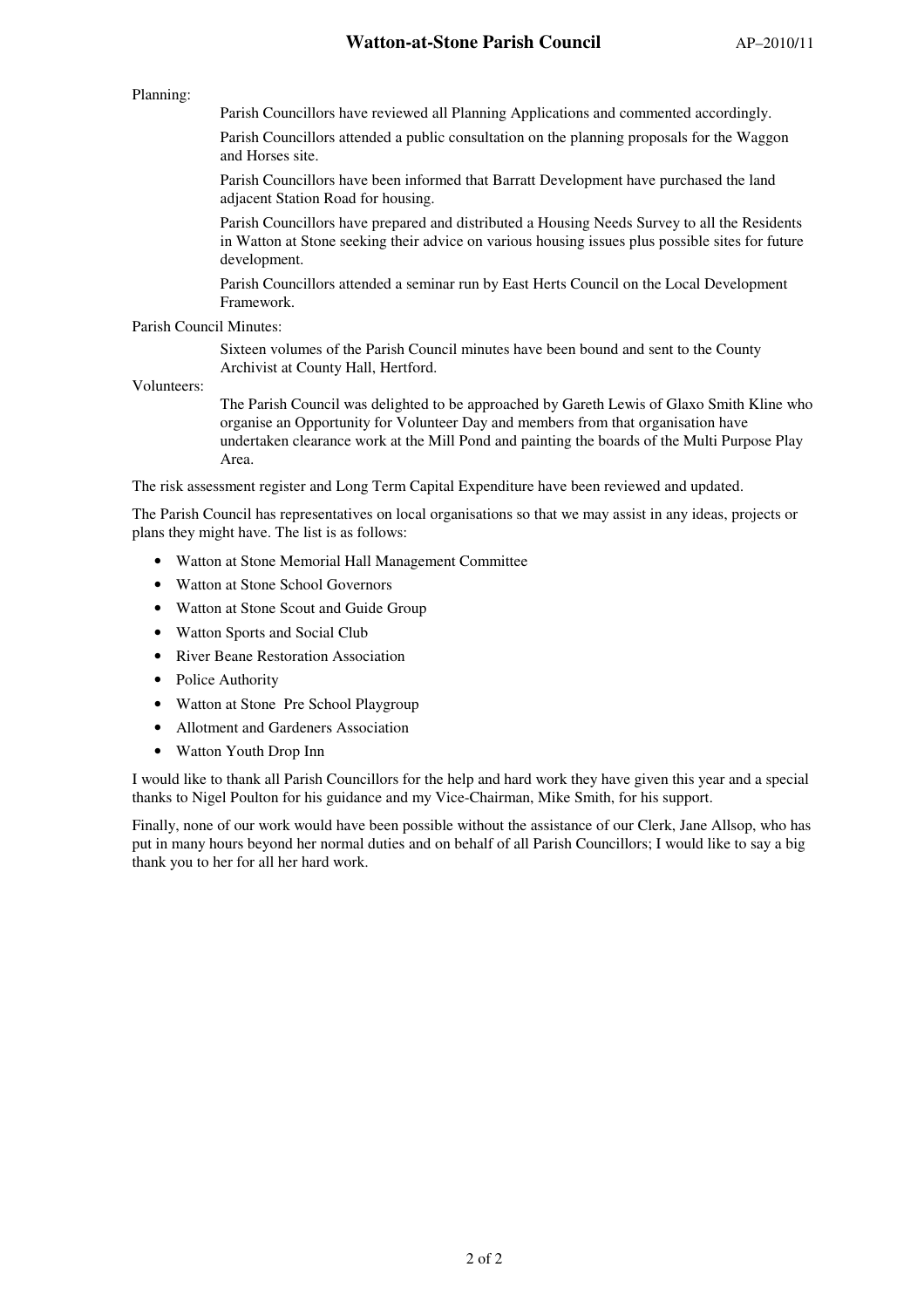Planning:

Parish Councillors have reviewed all Planning Applications and commented accordingly.

Parish Councillors attended a public consultation on the planning proposals for the Waggon and Horses site.

Parish Councillors have been informed that Barratt Development have purchased the land adjacent Station Road for housing.

Parish Councillors have prepared and distributed a Housing Needs Survey to all the Residents in Watton at Stone seeking their advice on various housing issues plus possible sites for future development.

Parish Councillors attended a seminar run by East Herts Council on the Local Development Framework.

Parish Council Minutes:

Sixteen volumes of the Parish Council minutes have been bound and sent to the County Archivist at County Hall, Hertford.

Volunteers:

The Parish Council was delighted to be approached by Gareth Lewis of Glaxo Smith Kline who organise an Opportunity for Volunteer Day and members from that organisation have undertaken clearance work at the Mill Pond and painting the boards of the Multi Purpose Play Area.

The risk assessment register and Long Term Capital Expenditure have been reviewed and updated.

The Parish Council has representatives on local organisations so that we may assist in any ideas, projects or plans they might have. The list is as follows:

- Watton at Stone Memorial Hall Management Committee
- Watton at Stone School Governors
- Watton at Stone Scout and Guide Group
- Watton Sports and Social Club
- River Beane Restoration Association
- Police Authority
- Watton at Stone Pre School Playgroup
- Allotment and Gardeners Association
- Watton Youth Drop Inn

I would like to thank all Parish Councillors for the help and hard work they have given this year and a special thanks to Nigel Poulton for his guidance and my Vice-Chairman, Mike Smith, for his support.

Finally, none of our work would have been possible without the assistance of our Clerk, Jane Allsop, who has put in many hours beyond her normal duties and on behalf of all Parish Councillors; I would like to say a big thank you to her for all her hard work.